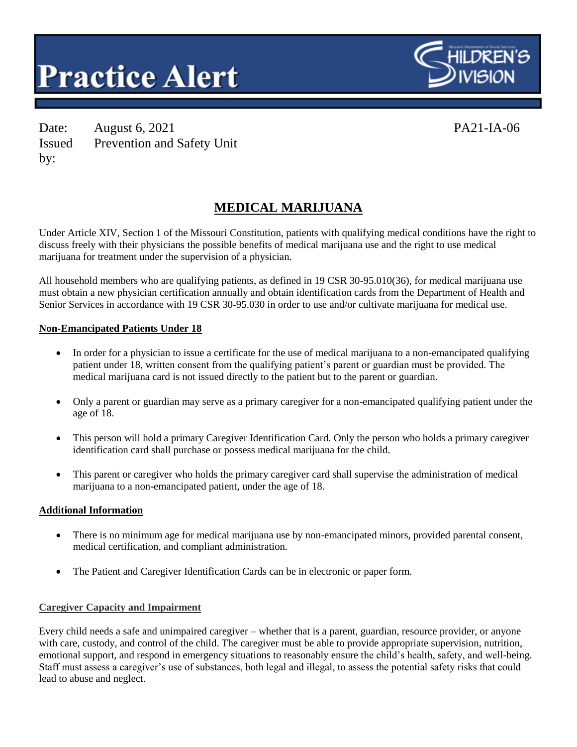# Practice Alert

CHILDREN'S DIVISION

Date: August 6, 2021

Issued by: Prevention and Safety Unit

PA21-IA-06

## MEDICAL MARIJUANA

Under Article XIV, Section 1 of the Missouri Constitution, patients with qualifying medical conditions have the right to discuss freely with their physicians the possible benefits of medical marijuana use and the right to use medical marijuana for treatment under the supervision of a physician.

All household members who are qualifying patients, as defined in 19 CSR 30-95.010(36), for medical marijuana use must obtain a new physician certification annually and obtain identification cards from the Department of Health and Senior Services in accordance with 19 CSR 30-95.030 in order to use and/or cultivate marijuana for medical use.

### Non-Emancipated Patients Under 18

- In order for a physician to issue a certificate for the use of medical marijuana to a non-emancipated qualifying patient under 18, written consent from the qualifying patient's parent or guardian must be provided. The medical marijuana card is not issued directly to the patient but to the parent or guardian.
- Only a parent or guardian may serve as a primary caregiver for a non-emancipated qualifying patient under the age of 18.
- This person will hold a primary Caregiver Identification Card. Only the person who holds a primary caregiver identification card shall purchase or possess medical marijuana for the child.
- This parent or caregiver who holds the primary caregiver card shall supervise the administration of medical marijuana to a non-emancipated patient, under the age of 18.

### Additional Information

- There is no minimum age for medical marijuana use by non-emancipated minors, provided parental consent, medical certification, and compliant administration.
- The Patient and Caregiver Identification Cards can be in electronic or paper form.

### Caregiver Capacity and Impairment

Every child needs a safe and unimpaired caregiver – whether that is a parent, guardian, resource provider, or anyone with care, custody, and control of the child. The caregiver must be able to provide appropriate supervision, nutrition, emotional support, and respond in emergency situations to reasonably ensure the child's health, safety, and well-being. Staff must assess a caregiver's use of substances, both legal and illegal, to assess the potential safety risks that could lead to abuse and neglect.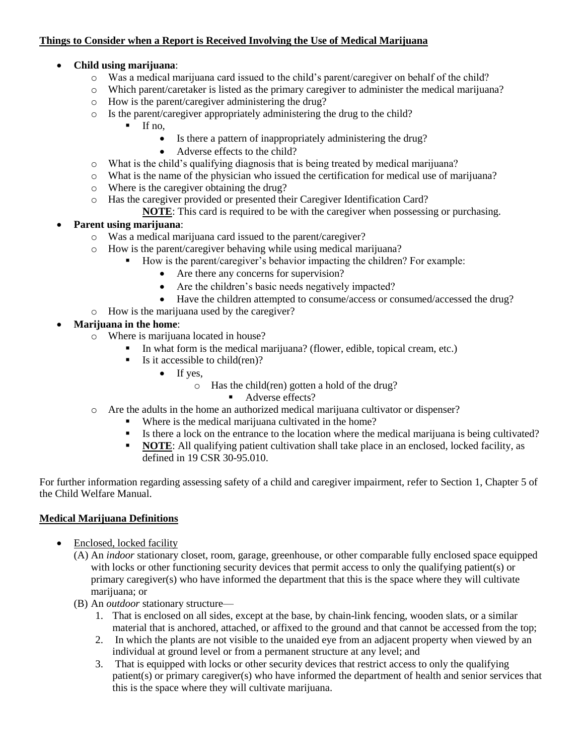**Things to Consider when a Report is Received Involving the Use of Medical Marijuana**

- **Child using marijuana**:
  - Was a medical marijuana card issued to the child's parent/caregiver on behalf of the child?
  - Which parent/caretaker is listed as the primary caregiver to administer the medical marijuana?
  - How is the parent/caregiver administering the drug?
  - Is the parent/caregiver appropriately administering the drug to the child?
    - If no,
      - Is there a pattern of inappropriately administering the drug?
      - Adverse effects to the child?
  - What is the child's qualifying diagnosis that is being treated by medical marijuana?
  - What is the name of the physician who issued the certification for medical use of marijuana?
  - Where is the caregiver obtaining the drug?
  - Has the caregiver provided or presented their Caregiver Identification Card?

    **NOTE**: This card is required to be with the caregiver when possessing or purchasing.
- **Parent using marijuana**:
  - Was a medical marijuana card issued to the parent/caregiver?
  - How is the parent/caregiver behaving while using medical marijuana?
    - How is the parent/caregiver's behavior impacting the children? For example:
      - Are there any concerns for supervision?
      - Are the children's basic needs negatively impacted?
      - Have the children attempted to consume/access or consumed/accessed the drug?
  - How is the marijuana used by the caregiver?
- **Marijuana in the home**:
  - Where is marijuana located in house?
    - In what form is the medical marijuana? (flower, edible, topical cream, etc.)
    - Is it accessible to child(ren)?
      - If yes,
        - Has the child(ren) gotten a hold of the drug?
          - Adverse effects?
  - Are the adults in the home an authorized medical marijuana cultivator or dispenser?
    - Where is the medical marijuana cultivated in the home?
    - Is there a lock on the entrance to the location where the medical marijuana is being cultivated?
    - **NOTE**: All qualifying patient cultivation shall take place in an enclosed, locked facility, as defined in 19 CSR 30-95.010.

For further information regarding assessing safety of a child and caregiver impairment, refer to Section 1, Chapter 5 of the Child Welfare Manual.

**Medical Marijuana Definitions**

- Enclosed, locked facility

  (A) An *indoor* stationary closet, room, garage, greenhouse, or other comparable fully enclosed space equipped with locks or other functioning security devices that permit access to only the qualifying patient(s) or primary caregiver(s) who have informed the department that this is the space where they will cultivate marijuana; or

  (B) An *outdoor* stationary structure—

  1. That is enclosed on all sides, except at the base, by chain-link fencing, wooden slats, or a similar material that is anchored, attached, or affixed to the ground and that cannot be accessed from the top;
  2. In which the plants are not visible to the unaided eye from an adjacent property when viewed by an individual at ground level or from a permanent structure at any level; and
  3. That is equipped with locks or other security devices that restrict access to only the qualifying patient(s) or primary caregiver(s) who have informed the department of health and senior services that this is the space where they will cultivate marijuana.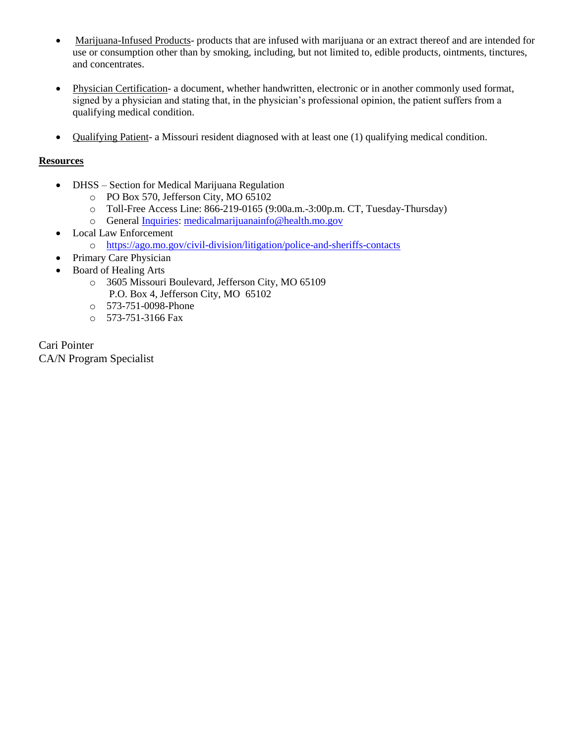- Marijuana-Infused Products- products that are infused with marijuana or an extract thereof and are intended for use or consumption other than by smoking, including, but not limited to, edible products, ointments, tinctures, and concentrates.

- Physician Certification- a document, whether handwritten, electronic or in another commonly used format, signed by a physician and stating that, in the physician's professional opinion, the patient suffers from a qualifying medical condition.

- Qualifying Patient- a Missouri resident diagnosed with at least one (1) qualifying medical condition.

**Resources**

- DHSS – Section for Medical Marijuana Regulation
  - PO Box 570, Jefferson City, MO 65102
  - Toll-Free Access Line: 866-219-0165 (9:00a.m.-3:00p.m. CT, Tuesday-Thursday)
  - General Inquiries: medicalmarijuanainfo@health.mo.gov
- Local Law Enforcement
  - https://ago.mo.gov/civil-division/litigation/police-and-sheriffs-contacts
- Primary Care Physician
- Board of Healing Arts
  - 3605 Missouri Boulevard, Jefferson City, MO 65109
    P.O. Box 4, Jefferson City, MO 65102
  - 573-751-0098-Phone
  - 573-751-3166 Fax

Cari Pointer
CA/N Program Specialist